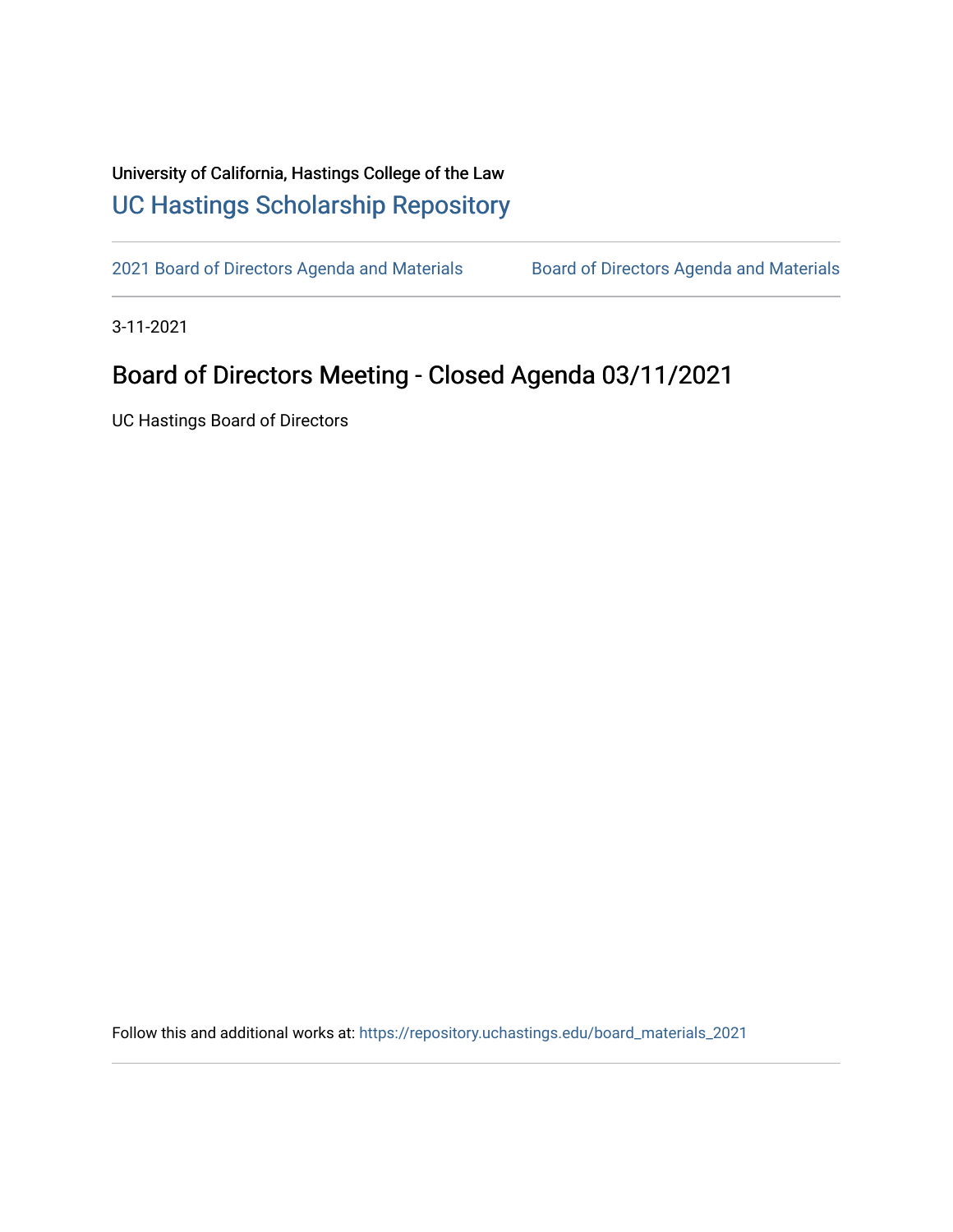University of California, Hastings College of the Law

[UC Hastings Scholarship Repository](https://repository.uchastings.edu/)

---

2021 Board of Directors Agenda and Materials | Board of Directors Agenda and Materials

---

3-11-2021

# Board of Directors Meeting - Closed Agenda 03/11/2021

UC Hastings Board of Directors

Follow this and additional works at: https://repository.uchastings.edu/board_materials_2021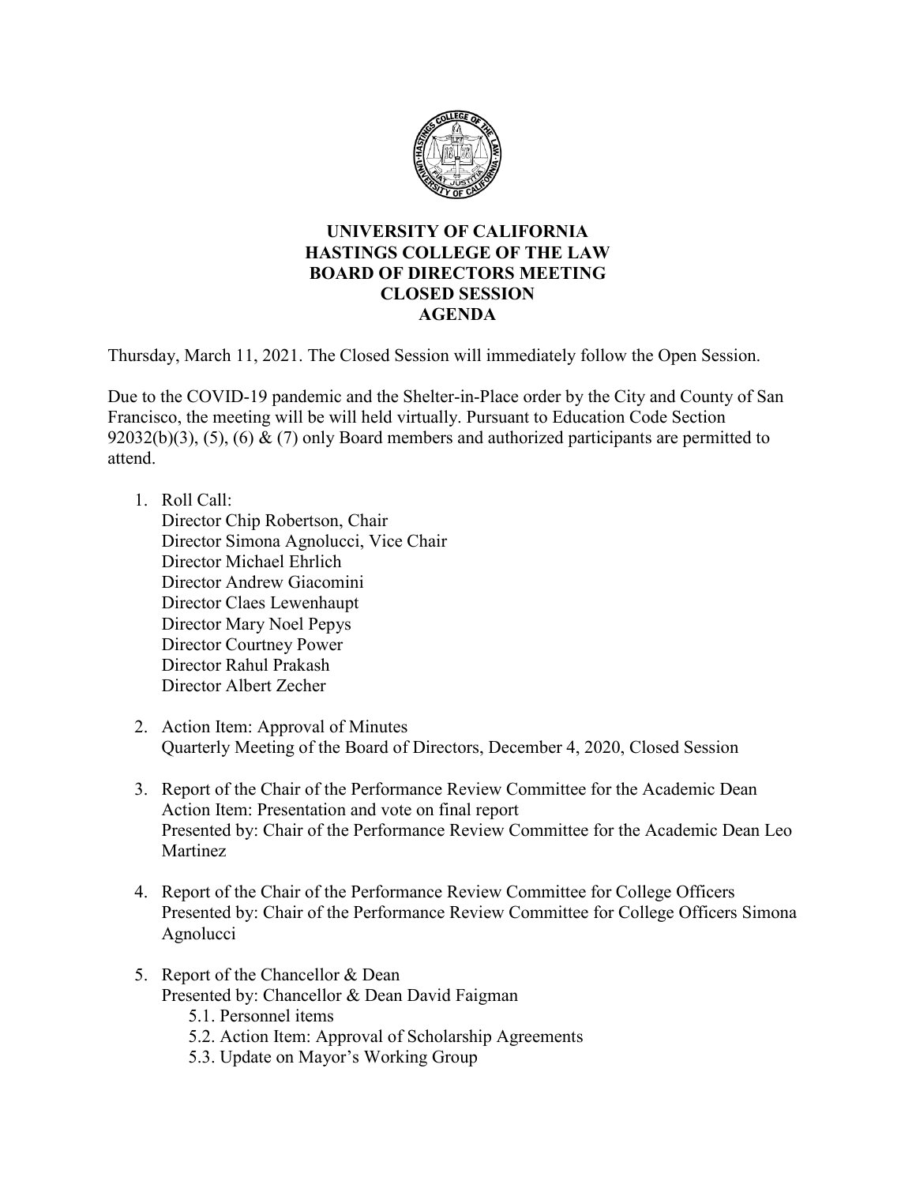# UNIVERSITY OF CALIFORNIA
# HASTINGS COLLEGE OF THE LAW
# BOARD OF DIRECTORS MEETING
# CLOSED SESSION
# AGENDA

Thursday, March 11, 2021. The Closed Session will immediately follow the Open Session.

Due to the COVID-19 pandemic and the Shelter-in-Place order by the City and County of San Francisco, the meeting will be will held virtually. Pursuant to Education Code Section 92032(b)(3), (5), (6) & (7) only Board members and authorized participants are permitted to attend.

1. Roll Call:
   Director Chip Robertson, Chair
   Director Simona Agnolucci, Vice Chair
   Director Michael Ehrlich
   Director Andrew Giacomini
   Director Claes Lewenhaupt
   Director Mary Noel Pepys
   Director Courtney Power
   Director Rahul Prakash
   Director Albert Zecher

2. Action Item: Approval of Minutes
   Quarterly Meeting of the Board of Directors, December 4, 2020, Closed Session

3. Report of the Chair of the Performance Review Committee for the Academic Dean
   Action Item: Presentation and vote on final report
   Presented by: Chair of the Performance Review Committee for the Academic Dean Leo Martinez

4. Report of the Chair of the Performance Review Committee for College Officers
   Presented by: Chair of the Performance Review Committee for College Officers Simona Agnolucci

5. Report of the Chancellor & Dean
   Presented by: Chancellor & Dean David Faigman
   5.1. Personnel items
   5.2. Action Item: Approval of Scholarship Agreements
   5.3. Update on Mayor's Working Group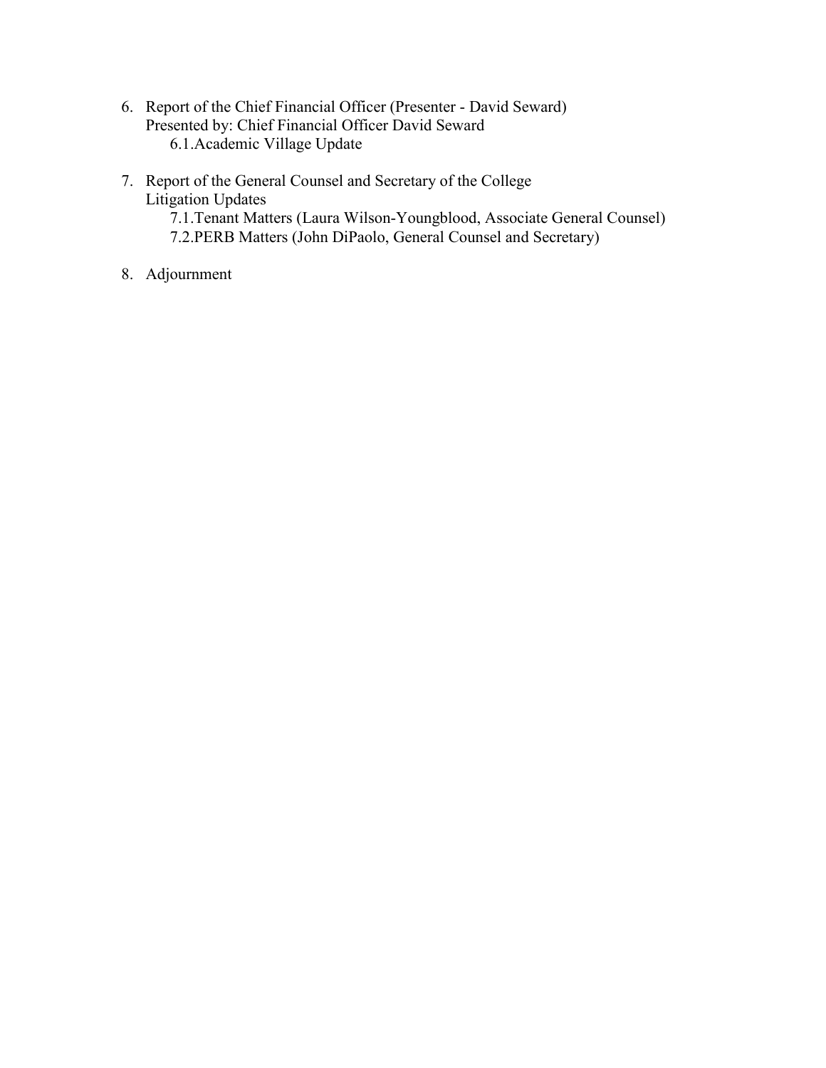6. Report of the Chief Financial Officer (Presenter - David Seward)
   Presented by: Chief Financial Officer David Seward
   6.1. Academic Village Update

7. Report of the General Counsel and Secretary of the College
   Litigation Updates
   7.1. Tenant Matters (Laura Wilson-Youngblood, Associate General Counsel)
   7.2. PERB Matters (John DiPaolo, General Counsel and Secretary)

8. Adjournment